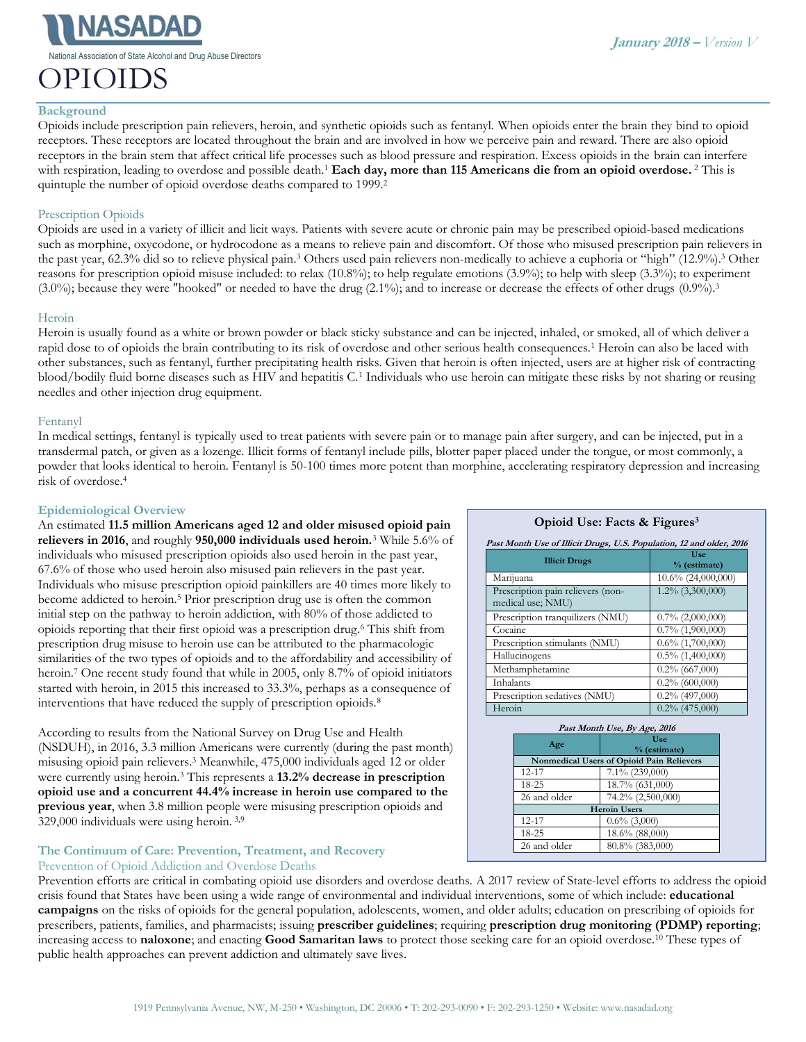NASADAD

National Association of State Alcohol and Drug Abuse Directors

*January 2018 – Version V*

# OPIOIDS

## Background

Opioids include prescription pain relievers, heroin, and synthetic opioids such as fentanyl. When opioids enter the brain they bind to opioid receptors. These receptors are located throughout the brain and are involved in how we perceive pain and reward. There are also opioid receptors in the brain stem that affect critical life processes such as blood pressure and respiration. Excess opioids in the brain can interfere with respiration, leading to overdose and possible death.[1] **Each day, more than 115 Americans die from an opioid overdose.** [2] This is quintuple the number of opioid overdose deaths compared to 1999.[2]

### Prescription Opioids

Opioids are used in a variety of illicit and licit ways. Patients with severe acute or chronic pain may be prescribed opioid-based medications such as morphine, oxycodone, or hydrocodone as a means to relieve pain and discomfort. Of those who misused prescription pain relievers in the past year, 62.3% did so to relieve physical pain.[3] Others used pain relievers non-medically to achieve a euphoria or "high" (12.9%).[3] Other reasons for prescription opioid misuse included: to relax (10.8%); to help regulate emotions (3.9%); to help with sleep (3.3%); to experiment (3.0%); because they were "hooked" or needed to have the drug (2.1%); and to increase or decrease the effects of other drugs (0.9%).[3]

### Heroin

Heroin is usually found as a white or brown powder or black sticky substance and can be injected, inhaled, or smoked, all of which deliver a rapid dose to of opioids the brain contributing to its risk of overdose and other serious health consequences.[1] Heroin can also be laced with other substances, such as fentanyl, further precipitating health risks. Given that heroin is often injected, users are at higher risk of contracting blood/bodily fluid borne diseases such as HIV and hepatitis C.[1] Individuals who use heroin can mitigate these risks by not sharing or reusing needles and other injection drug equipment.

### Fentanyl

In medical settings, fentanyl is typically used to treat patients with severe pain or to manage pain after surgery, and can be injected, put in a transdermal patch, or given as a lozenge. Illicit forms of fentanyl include pills, blotter paper placed under the tongue, or most commonly, a powder that looks identical to heroin. Fentanyl is 50-100 times more potent than morphine, accelerating respiratory depression and increasing risk of overdose.[4]

## Epidemiological Overview

An estimated **11.5 million Americans aged 12 and older misused opioid pain relievers in 2016**, and roughly **950,000 individuals used heroin.**[3] While 5.6% of individuals who misused prescription opioids also used heroin in the past year, 67.6% of those who used heroin also misused pain relievers in the past year. Individuals who misuse prescription opioid painkillers are 40 times more likely to become addicted to heroin.[5] Prior prescription drug use is often the common initial step on the pathway to heroin addiction, with 80% of those addicted to opioids reporting that their first opioid was a prescription drug.[6] This shift from prescription drug misuse to heroin use can be attributed to the pharmacologic similarities of the two types of opioids and to the affordability and accessibility of heroin.[7] One recent study found that while in 2005, only 8.7% of opioid initiators started with heroin, in 2015 this increased to 33.3%, perhaps as a consequence of interventions that have reduced the supply of prescription opioids.[8]

According to results from the National Survey on Drug Use and Health (NSDUH), in 2016, 3.3 million Americans were currently (during the past month) misusing opioid pain relievers.[3] Meanwhile, 475,000 individuals aged 12 or older were currently using heroin.[3] This represents a **13.2% decrease in prescription opioid use and a concurrent 44.4% increase in heroin use compared to the previous year**, when 3.8 million people were misusing prescription opioids and 329,000 individuals were using heroin.[3,9]

**Opioid Use: Facts & Figures[3]**

*Past Month Use of Illicit Drugs, U.S. Population, 12 and older, 2016*

| Illicit Drugs | Use % (estimate) |
|---|---|
| Marijuana | 10.6% (24,000,000) |
| Prescription pain relievers (non-medical use; NMU) | 1.2% (3,300,000) |
| Prescription tranquilizers (NMU) | 0.7% (2,000,000) |
| Cocaine | 0.7% (1,900,000) |
| Prescription stimulants (NMU) | 0.6% (1,700,000) |
| Hallucinogens | 0.5% (1,400,000) |
| Methamphetamine | 0.2% (667,000) |
| Inhalants | 0.2% (600,000) |
| Prescription sedatives (NMU) | 0.2% (497,000) |
| Heroin | 0.2% (475,000) |

*Past Month Use, By Age, 2016*

| Age | Use % (estimate) |
|---|---|
| **Nonmedical Users of Opioid Pain Relievers** | |
| 12-17 | 7.1% (239,000) |
| 18-25 | 18.7% (631,000) |
| 26 and older | 74.2% (2,500,000) |
| **Heroin Users** | |
| 12-17 | 0.6% (3,000) |
| 18-25 | 18.6% (88,000) |
| 26 and older | 80.8% (383,000) |

## The Continuum of Care: Prevention, Treatment, and Recovery

### Prevention of Opioid Addiction and Overdose Deaths

Prevention efforts are critical in combating opioid use disorders and overdose deaths. A 2017 review of State-level efforts to address the opioid crisis found that States have been using a wide range of environmental and individual interventions, some of which include: **educational campaigns** on the risks of opioids for the general population, adolescents, women, and older adults; education on prescribing of opioids for prescribers, patients, families, and pharmacists; issuing **prescriber guidelines**; requiring **prescription drug monitoring (PDMP) reporting**; increasing access to **naloxone**; and enacting **Good Samaritan laws** to protect those seeking care for an opioid overdose.[10] These types of public health approaches can prevent addiction and ultimately save lives.

1919 Pennsylvania Avenue, NW, M-250 • Washington, DC 20006 • T: 202-293-0090 • F: 202-293-1250 • Website: www.nasadad.org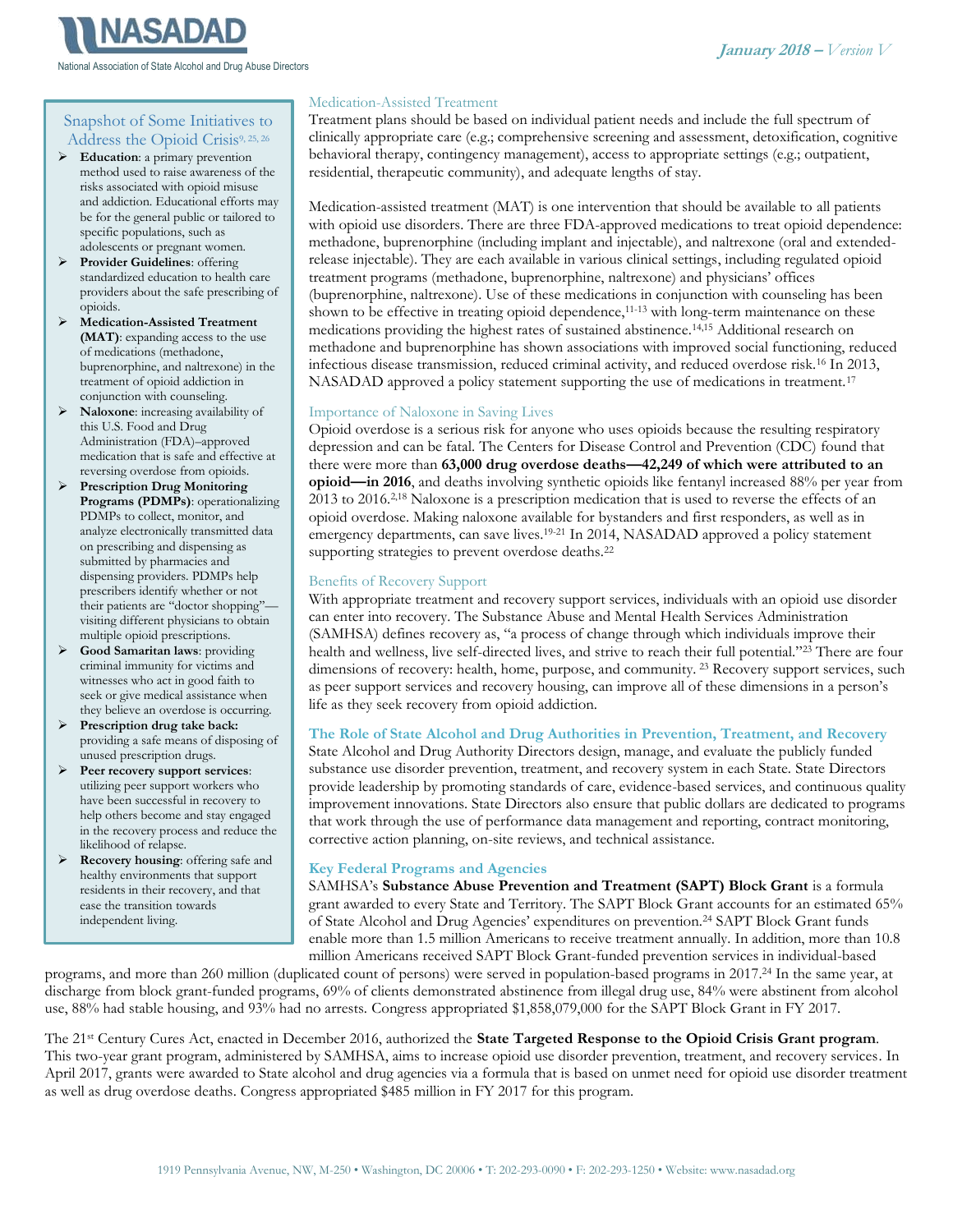## Snapshot of Some Initiatives to Address the Opioid Crisis[9, 25, 26]

- **Education**: a primary prevention method used to raise awareness of the risks associated with opioid misuse and addiction. Educational efforts may be for the general public or tailored to specific populations, such as adolescents or pregnant women.
- **Provider Guidelines**: offering standardized education to health care providers about the safe prescribing of opioids.
- **Medication-Assisted Treatment (MAT)**: expanding access to the use of medications (methadone, buprenorphine, and naltrexone) in the treatment of opioid addiction in conjunction with counseling.
- **Naloxone**: increasing availability of this U.S. Food and Drug Administration (FDA)–approved medication that is safe and effective at reversing overdose from opioids.
- **Prescription Drug Monitoring Programs (PDMPs)**: operationalizing PDMPs to collect, monitor, and analyze electronically transmitted data on prescribing and dispensing as submitted by pharmacies and dispensing providers. PDMPs help prescribers identify whether or not their patients are "doctor shopping"—visiting different physicians to obtain multiple opioid prescriptions.
- **Good Samaritan laws**: providing criminal immunity for victims and witnesses who act in good faith to seek or give medical assistance when they believe an overdose is occurring.
- **Prescription drug take back:** providing a safe means of disposing of unused prescription drugs.
- **Peer recovery support services**: utilizing peer support workers who have been successful in recovery to help others become and stay engaged in the recovery process and reduce the likelihood of relapse.
- **Recovery housing**: offering safe and healthy environments that support residents in their recovery, and that ease the transition towards independent living.

### Medication-Assisted Treatment

Treatment plans should be based on individual patient needs and include the full spectrum of clinically appropriate care (e.g.; comprehensive screening and assessment, detoxification, cognitive behavioral therapy, contingency management), access to appropriate settings (e.g.; outpatient, residential, therapeutic community), and adequate lengths of stay.

Medication-assisted treatment (MAT) is one intervention that should be available to all patients with opioid use disorders. There are three FDA-approved medications to treat opioid dependence: methadone, buprenorphine (including implant and injectable), and naltrexone (oral and extended-release injectable). They are each available in various clinical settings, including regulated opioid treatment programs (methadone, buprenorphine, naltrexone) and physicians' offices (buprenorphine, naltrexone). Use of these medications in conjunction with counseling has been shown to be effective in treating opioid dependence,[11-13] with long-term maintenance on these medications providing the highest rates of sustained abstinence.[14,15] Additional research on methadone and buprenorphine has shown associations with improved social functioning, reduced infectious disease transmission, reduced criminal activity, and reduced overdose risk.[16] In 2013, NASADAD approved a policy statement supporting the use of medications in treatment.[17]

### Importance of Naloxone in Saving Lives

Opioid overdose is a serious risk for anyone who uses opioids because the resulting respiratory depression and can be fatal. The Centers for Disease Control and Prevention (CDC) found that there were more than **63,000 drug overdose deaths—42,249 of which were attributed to an opioid—in 2016**, and deaths involving synthetic opioids like fentanyl increased 88% per year from 2013 to 2016.[2,18] Naloxone is a prescription medication that is used to reverse the effects of an opioid overdose. Making naloxone available for bystanders and first responders, as well as in emergency departments, can save lives.[19-21] In 2014, NASADAD approved a policy statement supporting strategies to prevent overdose deaths.[22]

### Benefits of Recovery Support

With appropriate treatment and recovery support services, individuals with an opioid use disorder can enter into recovery. The Substance Abuse and Mental Health Services Administration (SAMHSA) defines recovery as, "a process of change through which individuals improve their health and wellness, live self-directed lives, and strive to reach their full potential."[23] There are four dimensions of recovery: health, home, purpose, and community. [23] Recovery support services, such as peer support services and recovery housing, can improve all of these dimensions in a person's life as they seek recovery from opioid addiction.

## The Role of State Alcohol and Drug Authorities in Prevention, Treatment, and Recovery

State Alcohol and Drug Authority Directors design, manage, and evaluate the publicly funded substance use disorder prevention, treatment, and recovery system in each State. State Directors provide leadership by promoting standards of care, evidence-based services, and continuous quality improvement innovations. State Directors also ensure that public dollars are dedicated to programs that work through the use of performance data management and reporting, contract monitoring, corrective action planning, on-site reviews, and technical assistance.

## Key Federal Programs and Agencies

SAMHSA's **Substance Abuse Prevention and Treatment (SAPT) Block Grant** is a formula grant awarded to every State and Territory. The SAPT Block Grant accounts for an estimated 65% of State Alcohol and Drug Agencies' expenditures on prevention.[24] SAPT Block Grant funds enable more than 1.5 million Americans to receive treatment annually. In addition, more than 10.8 million Americans received SAPT Block Grant-funded prevention services in individual-based programs, and more than 260 million (duplicated count of persons) were served in population-based programs in 2017.[24] In the same year, at discharge from block grant-funded programs, 69% of clients demonstrated abstinence from illegal drug use, 84% were abstinent from alcohol use, 88% had stable housing, and 93% had no arrests. Congress appropriated $1,858,079,000 for the SAPT Block Grant in FY 2017.

The 21st Century Cures Act, enacted in December 2016, authorized the **State Targeted Response to the Opioid Crisis Grant program**. This two-year grant program, administered by SAMHSA, aims to increase opioid use disorder prevention, treatment, and recovery services. In April 2017, grants were awarded to State alcohol and drug agencies via a formula that is based on unmet need for opioid use disorder treatment as well as drug overdose deaths. Congress appropriated $485 million in FY 2017 for this program.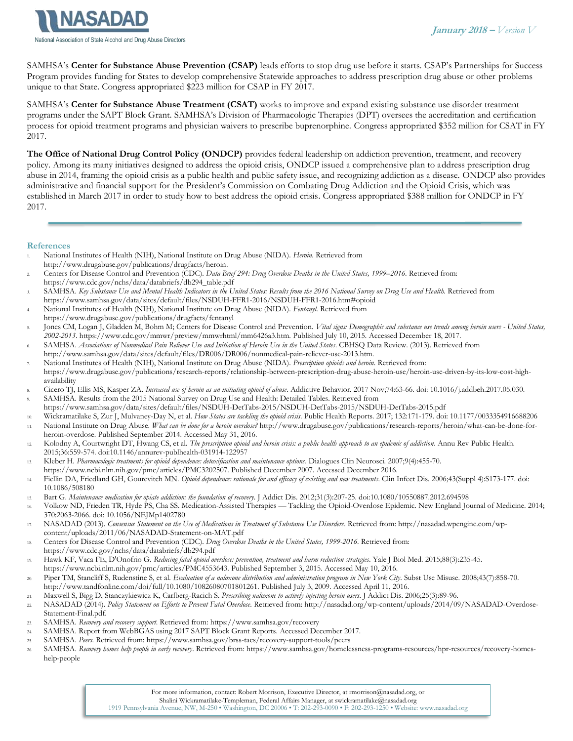SAMHSA's **Center for Substance Abuse Prevention (CSAP)** leads efforts to stop drug use before it starts. CSAP's Partnerships for Success Program provides funding for States to develop comprehensive Statewide approaches to address prescription drug abuse or other problems unique to that State. Congress appropriated $223 million for CSAP in FY 2017.

SAMHSA's **Center for Substance Abuse Treatment (CSAT)** works to improve and expand existing substance use disorder treatment programs under the SAPT Block Grant. SAMHSA's Division of Pharmacologic Therapies (DPT) oversees the accreditation and certification process for opioid treatment programs and physician waivers to prescribe buprenorphine. Congress appropriated $352 million for CSAT in FY 2017.

**The Office of National Drug Control Policy (ONDCP)** provides federal leadership on addiction prevention, treatment, and recovery policy. Among its many initiatives designed to address the opioid crisis, ONDCP issued a comprehensive plan to address prescription drug abuse in 2014, framing the opioid crisis as a public health and public safety issue, and recognizing addiction as a disease. ONDCP also provides administrative and financial support for the President's Commission on Combating Drug Addiction and the Opioid Crisis, which was established in March 2017 in order to study how to best address the opioid crisis. Congress appropriated $388 million for ONDCP in FY 2017.

---

## References

1. National Institutes of Health (NIH), National Institute on Drug Abuse (NIDA). *Heroin*. Retrieved from http://www.drugabuse.gov/publications/drugfacts/heroin.
2. Centers for Disease Control and Prevention (CDC). *Data Brief 294: Drug Overdose Deaths in the United States, 1999–2016*. Retrieved from: https://www.cdc.gov/nchs/data/databriefs/db294_table.pdf
3. SAMHSA. *Key Substance Use and Mental Health Indicators in the United States: Results from the 2016 National Survey on Drug Use and Health.* Retrieved from https://www.samhsa.gov/data/sites/default/files/NSDUH-FFR1-2016/NSDUH-FFR1-2016.htm#opioid
4. National Institutes of Health (NIH), National Institute on Drug Abuse (NIDA). *Fentanyl*. Retrieved from https://www.drugabuse.gov/publications/drugfacts/fentanyl
5. Jones CM, Logan J, Gladden M, Bohm M; Centers for Disease Control and Prevention. *Vital signs: Demographic and substance use trends among heroin users - United States, 2002-2013*. https://www.cdc.gov/mmwr/preview/mmwrhtml/mm6426a3.htm. Published July 10, 2015. Accessed December 18, 2017.
6. SAMHSA. *Associations of Nonmedical Pain Reliever Use and Initiation of Heroin Use in the United States*. CBHSQ Data Review. (2013). Retrieved from http://www.samhsa.gov/data/sites/default/files/DR006/DR006/nonmedical-pain-reliever-use-2013.htm.
7. National Institutes of Health (NIH), National Institute on Drug Abuse (NIDA). *Prescription opioids and heroin*. Retrieved from: https://www.drugabuse.gov/publications/research-reports/relationship-between-prescription-drug-abuse-heroin-use/heroin-use-driven-by-its-low-cost-high-availability
8. Cicero TJ, Ellis MS, Kasper ZA. *Increased use of heroin as an initiating opioid of abuse*. Addictive Behavior. 2017 Nov;74:63-66. doi: 10.1016/j.addbeh.2017.05.030.
9. SAMHSA. Results from the 2015 National Survey on Drug Use and Health: Detailed Tables. Retrieved from https://www.samhsa.gov/data/sites/default/files/NSDUH-DetTabs-2015/NSDUH-DetTabs-2015/NSDUH-DetTabs-2015.pdf
10. Wickramatilake S, Zur J, Mulvaney-Day N, et al. *How States are tackling the opioid crisis.* Public Health Reports. 2017; 132:171-179. doi: 10.1177/0033354916688206
11. National Institute on Drug Abuse. *What can be done for a heroin overdose?* http://www.drugabuse.gov/publications/research-reports/heroin/what-can-be-done-for-heroin-overdose. Published September 2014. Accessed May 31, 2016.
12. Kolodny A, Courtwright DT, Hwang CS, et al. *The prescription opioid and heroin crisis: a public health approach to an epidemic of addiction*. Annu Rev Public Health. 2015;36:559-574. doi:10.1146/annurev-publhealth-031914-122957
13. Kleber H. *Pharmacologic treatments for opioid dependence: detoxification and maintenance options*. Dialogues Clin Neurosci. 2007;9(4):455-70. https://www.ncbi.nlm.nih.gov/pmc/articles/PMC3202507. Published December 2007. Accessed December 2016.
14. Fiellin DA, Friedland GH, Gourevitch MN. *Opioid dependence: rationale for and efficacy of existing and new treatments*. Clin Infect Dis. 2006;43(Suppl 4):S173-177. doi: 10.1086/508180
15. Bart G. *Maintenance medication for opiate addiction: the foundation of recovery*. J Addict Dis. 2012;31(3):207-25. doi:10.1080/10550887.2012.694598
16. Volkow ND, Frieden TR, Hyde PS, Cha SS. Medication-Assisted Therapies — Tackling the Opioid-Overdose Epidemic. New England Journal of Medicine. 2014; 370:2063-2066. doi: 10.1056/NEJMp1402780
17. NASADAD (2013). *Consensus Statement on the Use of Medications in Treatment of Substance Use Disorders*. Retrieved from: http://nasadad.wpengine.com/wp-content/uploads/2011/06/NASADAD-Statement-on-MAT.pdf
18. Centers for Disease Control and Prevention (CDC). *Drug Overdose Deaths in the United States, 1999-2016*. Retrieved from: https://www.cdc.gov/nchs/data/databriefs/db294.pdf
19. Hawk KF, Vaca FE, D'Onofrio G. *Reducing fatal opioid overdose: prevention, treatment and harm reduction strategies*. Yale J Biol Med. 2015;88(3):235-45. https://www.ncbi.nlm.nih.gov/pmc/articles/PMC4553643. Published September 3, 2015. Accessed May 10, 2016.
20. Piper TM, Stancliff S, Rudenstine S, et al. *Evaluation of a naloxone distribution and administration program in New York City*. Subst Use Misuse. 2008;43(7):858-70. http://www.tandfonline.com/doi/full/10.1080/10826080701801261. Published July 3, 2009. Accessed April 11, 2016.
21. Maxwell S, Bigg D, Stanczykiewicz K, Carlberg-Racich S. *Prescribing naloxone to actively injecting heroin users*. J Addict Dis. 2006;25(3):89-96.
22. NASADAD (2014). *Policy Statement on Efforts to Prevent Fatal Overdose*. Retrieved from: http://nasadad.org/wp-content/uploads/2014/09/NASADAD-Overdose-Statement-Final.pdf.
23. SAMHSA. *Recovery and recovery support*. Retrieved from: https://www.samhsa.gov/recovery
24. SAMHSA. Report from WebBGAS using 2017 SAPT Block Grant Reports. Accessed December 2017.
25. SAMHSA. *Peers*. Retrieved from: https://www.samhsa.gov/brss-tacs/recovery-support-tools/peers
26. SAMHSA. *Recovery homes help people in early recovery*. Retrieved from: https://www.samhsa.gov/homelessness-programs-resources/hpr-resources/recovery-homes-help-people

For more information, contact: Robert Morrison, Executive Director, at rmorrison@nasadad.org, or Shalini Wickramatilake-Templeman, Federal Affairs Manager, at swickramatilake@nasadad.org
1919 Pennsylvania Avenue, NW, M-250 • Washington, DC 20006 • T: 202-293-0090 • F: 202-293-1250 • Website: www.nasadad.org